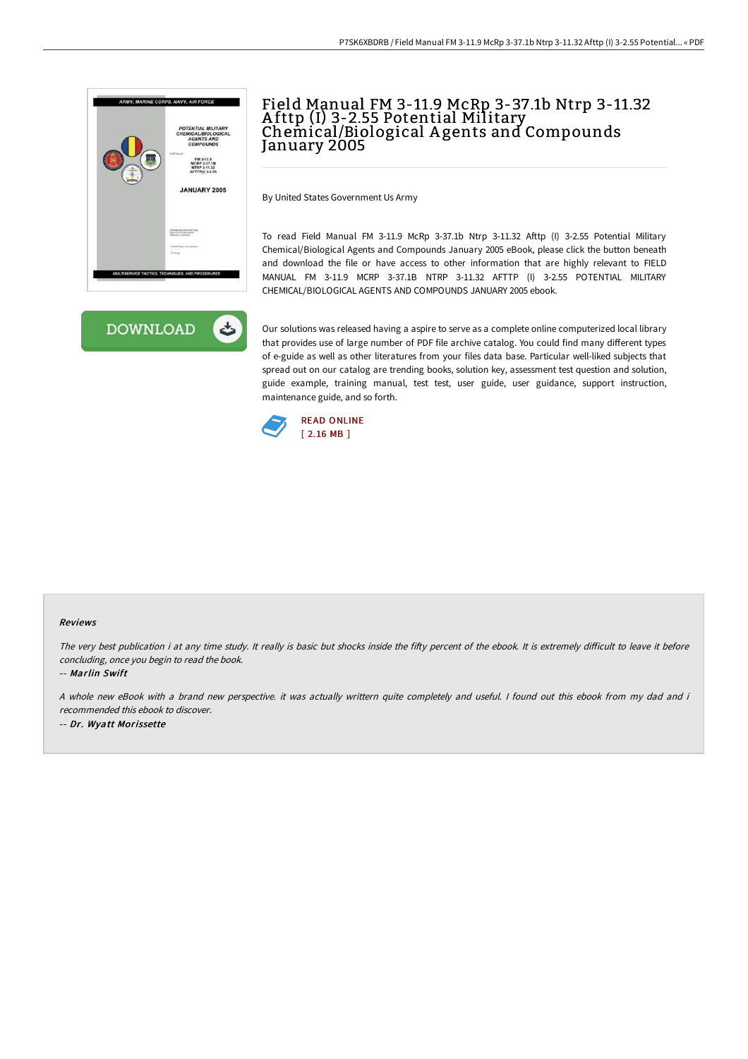# Field Manual FM 3-11.9 McRp 3-37.1b Ntrp 3-11.32 Afttp (I) 3-2.55 Potential Military Chemical/Biological Agents and Compounds January 2005

By United States Government Us Army

To read Field Manual FM 3-11.9 McRp 3-37.1b Ntrp 3-11.32 Afttp (I) 3-2.55 Potential Military Chemical/Biological Agents and Compounds January 2005 eBook, please click the button beneath and download the file or have access to other information that are highly relevant to FIELD MANUAL FM 3-11.9 MCRP 3-37.1B NTRP 3-11.32 AFTTP (I) 3-2.55 POTENTIAL MILITARY CHEMICAL/BIOLOGICAL AGENTS AND COMPOUNDS JANUARY 2005 ebook.

DOWNLOAD

Our solutions was released having a aspire to serve as a complete online computerized local library that provides use of large number of PDF file archive catalog. You could find many different types of e-guide as well as other literatures from your files data base. Particular well-liked subjects that spread out on our catalog are trending books, solution key, assessment test question and solution, guide example, training manual, test test, user guide, user guidance, support instruction, maintenance guide, and so forth.

READ ONLINE
[ 2.16 MB ]

### Reviews

*The very best publication i at any time study. It really is basic but shocks inside the fifty percent of the ebook. It is extremely difficult to leave it before concluding, once you begin to read the book.*

-- ***Marlin Swift***

*A whole new eBook with a brand new perspective. it was actually writtern quite completely and useful. I found out this ebook from my dad and i recommended this ebook to discover.*

-- ***Dr. Wyatt Morissette***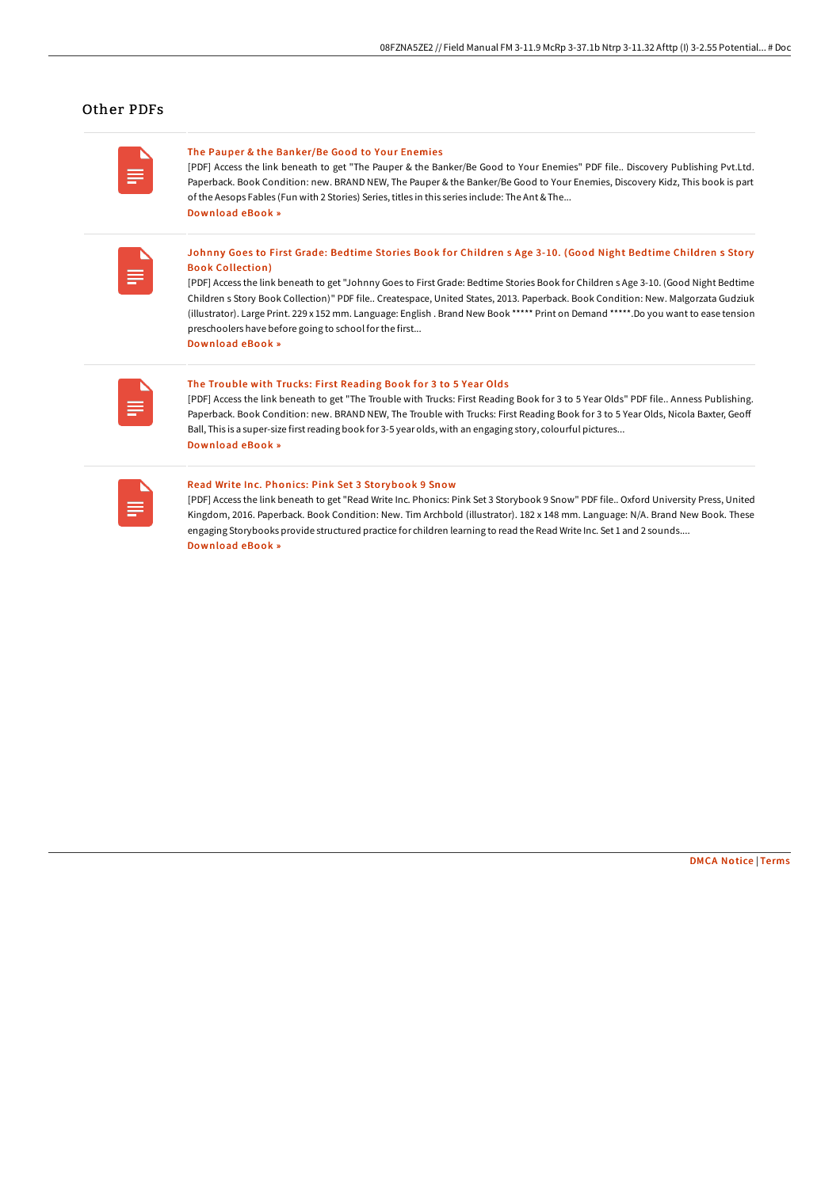## Other PDFs

### The Pauper & the Banker/Be Good to Your Enemies

[PDF] Access the link beneath to get "The Pauper & the Banker/Be Good to Your Enemies" PDF file.. Discovery Publishing Pvt.Ltd. Paperback. Book Condition: new. BRAND NEW, The Pauper & the Banker/Be Good to Your Enemies, Discovery Kidz, This book is part of the Aesops Fables (Fun with 2 Stories) Series, titles in this series include: The Ant & The...

Download eBook »

### Johnny Goes to First Grade: Bedtime Stories Book for Children s Age 3-10. (Good Night Bedtime Children s Story Book Collection)

[PDF] Access the link beneath to get "Johnny Goes to First Grade: Bedtime Stories Book for Children s Age 3-10. (Good Night Bedtime Children s Story Book Collection)" PDF file.. Createspace, United States, 2013. Paperback. Book Condition: New. Malgorzata Gudziuk (illustrator). Large Print. 229 x 152 mm. Language: English . Brand New Book ***** Print on Demand *****.Do you want to ease tension preschoolers have before going to school for the first...

Download eBook »

### The Trouble with Trucks: First Reading Book for 3 to 5 Year Olds

[PDF] Access the link beneath to get "The Trouble with Trucks: First Reading Book for 3 to 5 Year Olds" PDF file.. Anness Publishing. Paperback. Book Condition: new. BRAND NEW, The Trouble with Trucks: First Reading Book for 3 to 5 Year Olds, Nicola Baxter, Geoff Ball, This is a super-size first reading book for 3-5 year olds, with an engaging story, colourful pictures...

Download eBook »

### Read Write Inc. Phonics: Pink Set 3 Storybook 9 Snow

[PDF] Access the link beneath to get "Read Write Inc. Phonics: Pink Set 3 Storybook 9 Snow" PDF file.. Oxford University Press, United Kingdom, 2016. Paperback. Book Condition: New. Tim Archbold (illustrator). 182 x 148 mm. Language: N/A. Brand New Book. These engaging Storybooks provide structured practice for children learning to read the Read Write Inc. Set 1 and 2 sounds....

Download eBook »

DMCA Notice | Terms